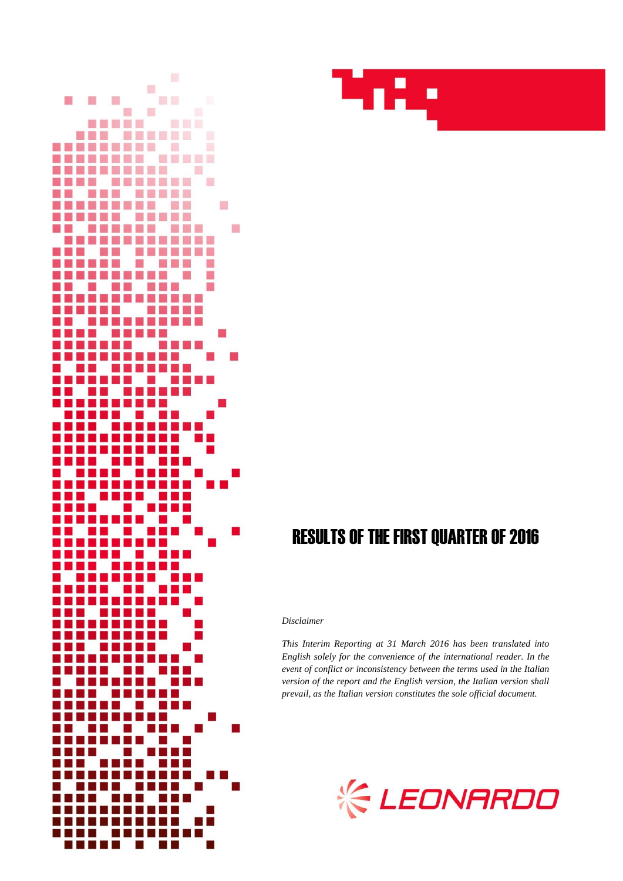# RESULTS OF THE FIRST QUARTER OF 2016

*Disclaimer*

*This Interim Reporting at 31 March 2016 has been translated into English solely for the convenience of the international reader. In the event of conflict or inconsistency between the terms used in the Italian version of the report and the English version, the Italian version shall prevail, as the Italian version constitutes the sole official document.*

LEONARDO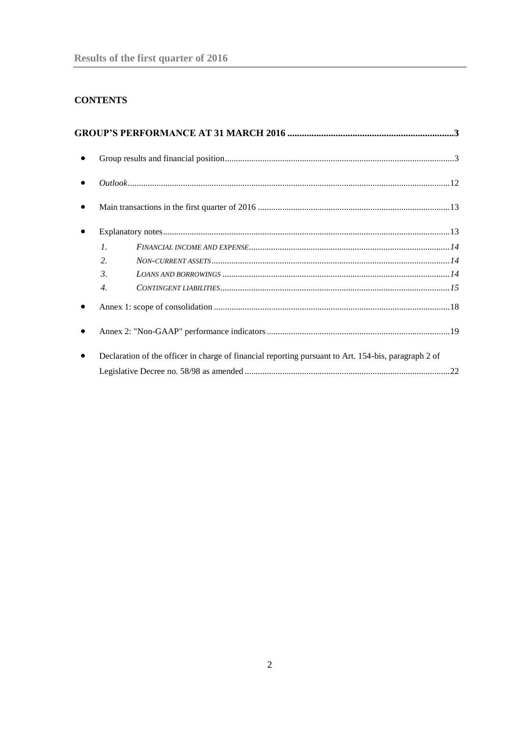## CONTENTS

**GROUP'S PERFORMANCE AT 31 MARCH 2016 ..................................................................... 3**

- Group results and financial position ........................................................................................................ 3
- *Outlook* ................................................................................................................................................. 12
- Main transactions in the first quarter of 2016 ...................................................................................... 13
- Explanatory notes ................................................................................................................................. 13
  1. *FINANCIAL INCOME AND EXPENSE* ........................................................................................... *14*
  2. *NON-CURRENT ASSETS* ............................................................................................................ *14*
  3. *LOANS AND BORROWINGS* ....................................................................................................... *14*
  4. *CONTINGENT LIABILITIES* ........................................................................................................ *15*
- Annex 1: scope of consolidation ........................................................................................................... 18
- Annex 2: "Non-GAAP" performance indicators .................................................................................. 19
- Declaration of the officer in charge of financial reporting pursuant to Art. 154-bis, paragraph 2 of Legislative Decree no. 58/98 as amended ............................................................................................ 22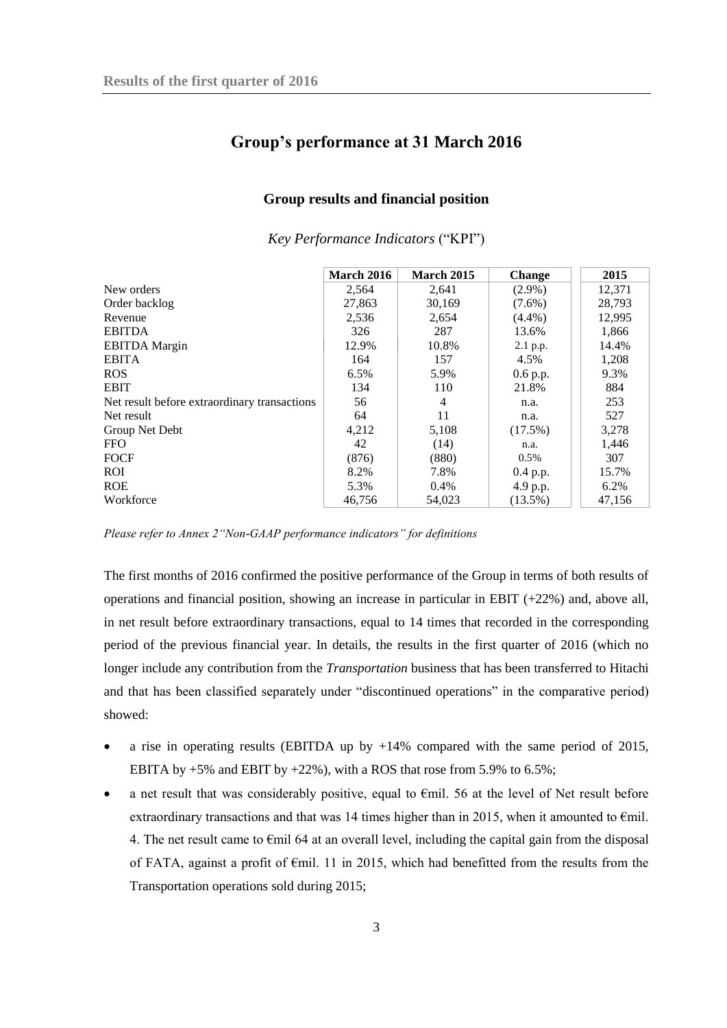## Group's performance at 31 March 2016

### Group results and financial position

*Key Performance Indicators* ("KPI")

| | March 2016 | March 2015 | Change | 2015 |
|---|---|---|---|---|
| New orders | 2,564 | 2,641 | (2.9%) | 12,371 |
| Order backlog | 27,863 | 30,169 | (7.6%) | 28,793 |
| Revenue | 2,536 | 2,654 | (4.4%) | 12,995 |
| EBITDA | 326 | 287 | 13.6% | 1,866 |
| EBITDA Margin | 12.9% | 10.8% | 2.1 p.p. | 14.4% |
| EBITA | 164 | 157 | 4.5% | 1,208 |
| ROS | 6.5% | 5.9% | 0.6 p.p. | 9.3% |
| EBIT | 134 | 110 | 21.8% | 884 |
| Net result before extraordinary transactions | 56 | 4 | n.a. | 253 |
| Net result | 64 | 11 | n.a. | 527 |
| Group Net Debt | 4,212 | 5,108 | (17.5%) | 3,278 |
| FFO | 42 | (14) | n.a. | 1,446 |
| FOCF | (876) | (880) | 0.5% | 307 |
| ROI | 8.2% | 7.8% | 0.4 p.p. | 15.7% |
| ROE | 5.3% | 0.4% | 4.9 p.p. | 6.2% |
| Workforce | 46,756 | 54,023 | (13.5%) | 47,156 |

*Please refer to Annex 2"Non-GAAP performance indicators" for definitions*

The first months of 2016 confirmed the positive performance of the Group in terms of both results of operations and financial position, showing an increase in particular in EBIT (+22%) and, above all, in net result before extraordinary transactions, equal to 14 times that recorded in the corresponding period of the previous financial year. In details, the results in the first quarter of 2016 (which no longer include any contribution from the *Transportation* business that has been transferred to Hitachi and that has been classified separately under "discontinued operations" in the comparative period) showed:

- a rise in operating results (EBITDA up by +14% compared with the same period of 2015, EBITA by +5% and EBIT by +22%), with a ROS that rose from 5.9% to 6.5%;
- a net result that was considerably positive, equal to €mil. 56 at the level of Net result before extraordinary transactions and that was 14 times higher than in 2015, when it amounted to €mil. 4. The net result came to €mil 64 at an overall level, including the capital gain from the disposal of FATA, against a profit of €mil. 11 in 2015, which had benefitted from the results from the Transportation operations sold during 2015;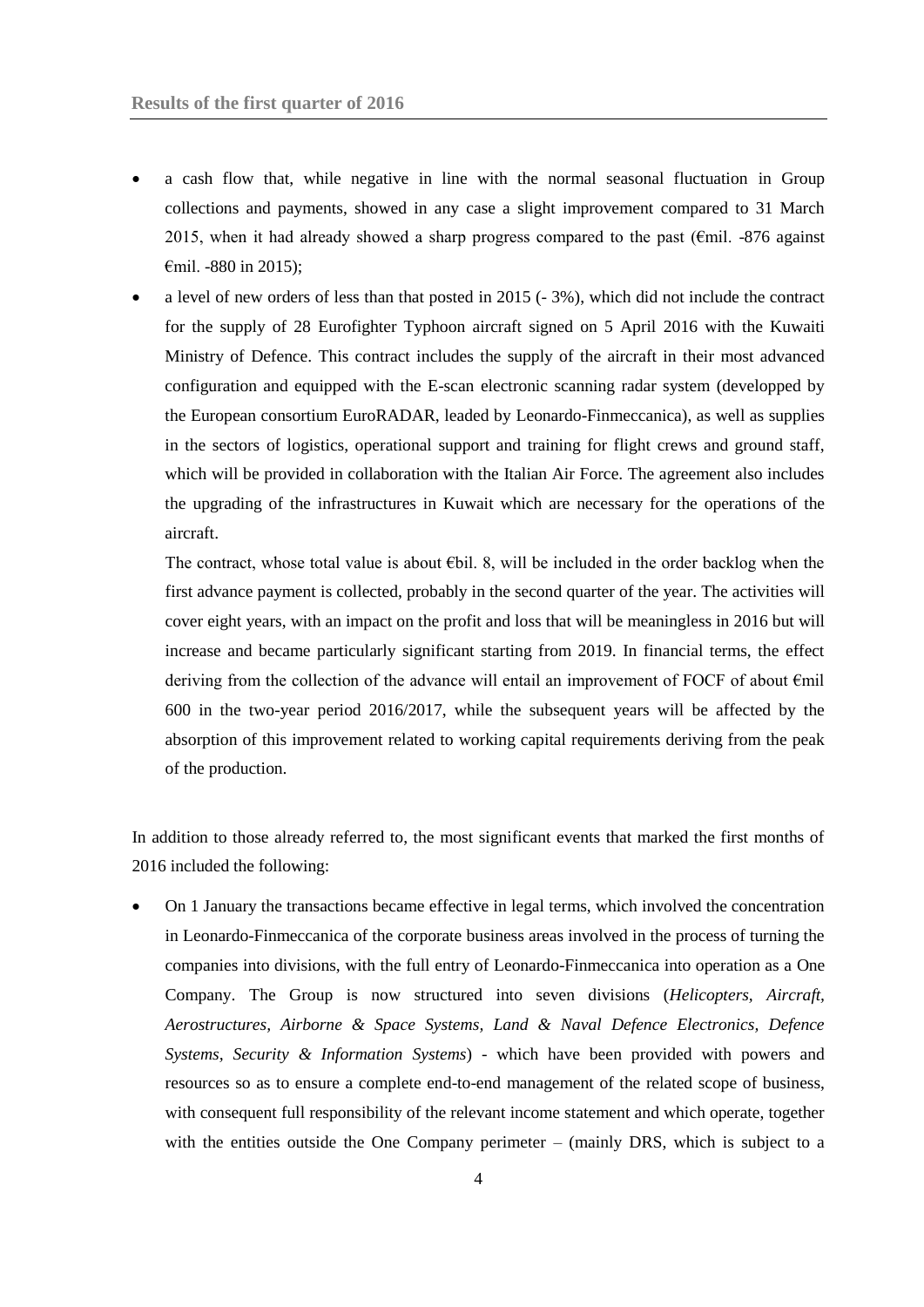- a cash flow that, while negative in line with the normal seasonal fluctuation in Group collections and payments, showed in any case a slight improvement compared to 31 March 2015, when it had already showed a sharp progress compared to the past (€mil. -876 against €mil. -880 in 2015);
- a level of new orders of less than that posted in 2015 (- 3%), which did not include the contract for the supply of 28 Eurofighter Typhoon aircraft signed on 5 April 2016 with the Kuwaiti Ministry of Defence. This contract includes the supply of the aircraft in their most advanced configuration and equipped with the E-scan electronic scanning radar system (developped by the European consortium EuroRADAR, leaded by Leonardo-Finmeccanica), as well as supplies in the sectors of logistics, operational support and training for flight crews and ground staff, which will be provided in collaboration with the Italian Air Force. The agreement also includes the upgrading of the infrastructures in Kuwait which are necessary for the operations of the aircraft.

  The contract, whose total value is about €bil. 8, will be included in the order backlog when the first advance payment is collected, probably in the second quarter of the year. The activities will cover eight years, with an impact on the profit and loss that will be meaningless in 2016 but will increase and became particularly significant starting from 2019. In financial terms, the effect deriving from the collection of the advance will entail an improvement of FOCF of about €mil 600 in the two-year period 2016/2017, while the subsequent years will be affected by the absorption of this improvement related to working capital requirements deriving from the peak of the production.

In addition to those already referred to, the most significant events that marked the first months of 2016 included the following:

- On 1 January the transactions became effective in legal terms, which involved the concentration in Leonardo-Finmeccanica of the corporate business areas involved in the process of turning the companies into divisions, with the full entry of Leonardo-Finmeccanica into operation as a One Company. The Group is now structured into seven divisions (*Helicopters, Aircraft, Aerostructures, Airborne & Space Systems, Land & Naval Defence Electronics, Defence Systems, Security & Information Systems*) - which have been provided with powers and resources so as to ensure a complete end-to-end management of the related scope of business, with consequent full responsibility of the relevant income statement and which operate, together with the entities outside the One Company perimeter – (mainly DRS, which is subject to a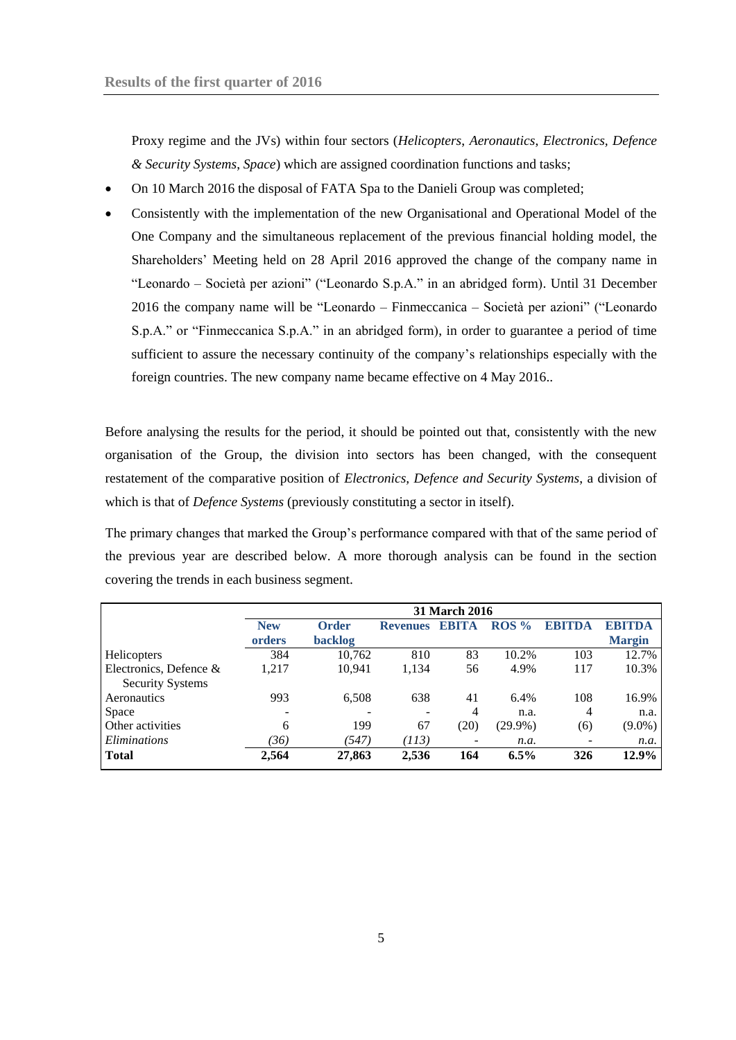Proxy regime and the JVs) within four sectors (*Helicopters*, *Aeronautics*, *Electronics, Defence & Security Systems*, *Space*) which are assigned coordination functions and tasks;

- On 10 March 2016 the disposal of FATA Spa to the Danieli Group was completed;
- Consistently with the implementation of the new Organisational and Operational Model of the One Company and the simultaneous replacement of the previous financial holding model, the Shareholders' Meeting held on 28 April 2016 approved the change of the company name in "Leonardo – Società per azioni" ("Leonardo S.p.A." in an abridged form). Until 31 December 2016 the company name will be "Leonardo – Finmeccanica – Società per azioni" ("Leonardo S.p.A." or "Finmeccanica S.p.A." in an abridged form), in order to guarantee a period of time sufficient to assure the necessary continuity of the company's relationships especially with the foreign countries. The new company name became effective on 4 May 2016..

Before analysing the results for the period, it should be pointed out that, consistently with the new organisation of the Group, the division into sectors has been changed, with the consequent restatement of the comparative position of *Electronics, Defence and Security Systems*, a division of which is that of *Defence Systems* (previously constituting a sector in itself).

The primary changes that marked the Group's performance compared with that of the same period of the previous year are described below. A more thorough analysis can be found in the section covering the trends in each business segment.

| | 31 March 2016 | | | | | | |
|---|---|---|---|---|---|---|---|
| | **New orders** | **Order backlog** | **Revenues** | **EBITA** | **ROS %** | **EBITDA** | **EBITDA Margin** |
| Helicopters | 384 | 10,762 | 810 | 83 | 10.2% | 103 | 12.7% |
| Electronics, Defence & Security Systems | 1,217 | 10,941 | 1,134 | 56 | 4.9% | 117 | 10.3% |
| Aeronautics | 993 | 6,508 | 638 | 41 | 6.4% | 108 | 16.9% |
| Space | - | - | - | 4 | n.a. | 4 | n.a. |
| Other activities | 6 | 199 | 67 | (20) | (29.9%) | (6) | (9.0%) |
| *Eliminations* | *(36)* | *(547)* | *(113)* | - | *n.a.* | - | *n.a.* |
| **Total** | **2,564** | **27,863** | **2,536** | **164** | **6.5%** | **326** | **12.9%** |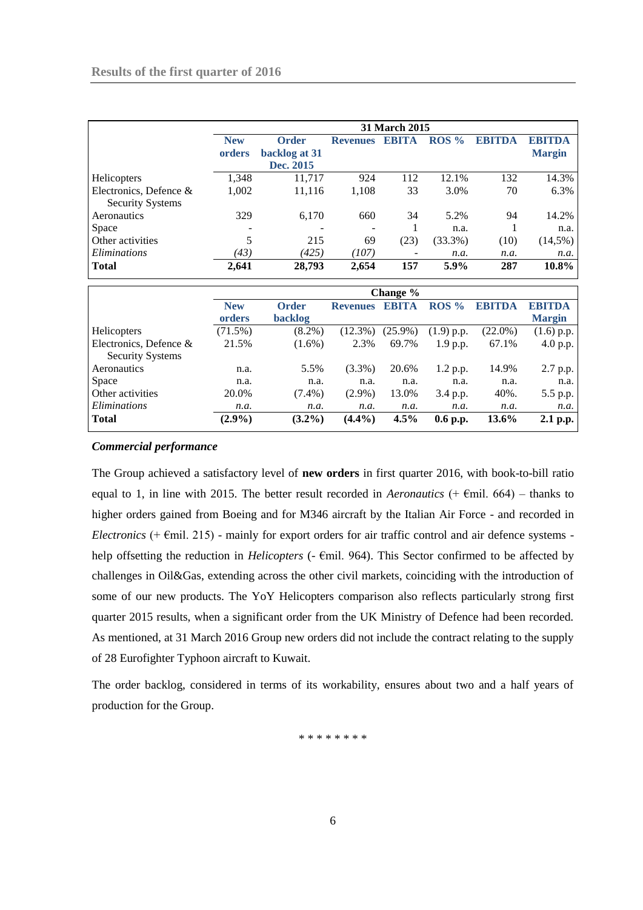| | 31 March 2015 | | | | | | |
|---|---|---|---|---|---|---|---|
| | **New orders** | **Order backlog at 31 Dec. 2015** | **Revenues** | **EBITA** | **ROS %** | **EBITDA** | **EBITDA Margin** |
| Helicopters | 1,348 | 11,717 | 924 | 112 | 12.1% | 132 | 14.3% |
| Electronics, Defence & Security Systems | 1,002 | 11,116 | 1,108 | 33 | 3.0% | 70 | 6.3% |
| Aeronautics | 329 | 6,170 | 660 | 34 | 5.2% | 94 | 14.2% |
| Space | - | - | - | 1 | n.a. | 1 | n.a. |
| Other activities | 5 | 215 | 69 | (23) | (33.3%) | (10) | (14,5%) |
| *Eliminations* | *(43)* | *(425)* | *(107)* | - | *n.a.* | *n.a.* | *n.a.* |
| **Total** | **2,641** | **28,793** | **2,654** | **157** | **5.9%** | **287** | **10.8%** |

| | Change % | | | | | | |
|---|---|---|---|---|---|---|---|
| | **New orders** | **Order backlog** | **Revenues** | **EBITA** | **ROS %** | **EBITDA** | **EBITDA Margin** |
| Helicopters | (71.5%) | (8.2%) | (12.3%) | (25.9%) | (1.9) p.p. | (22.0%) | (1.6) p.p. |
| Electronics, Defence & Security Systems | 21.5% | (1.6%) | 2.3% | 69.7% | 1.9 p.p. | 67.1% | 4.0 p.p. |
| Aeronautics | n.a. | 5.5% | (3.3%) | 20.6% | 1.2 p.p. | 14.9% | 2.7 p.p. |
| Space | n.a. | n.a. | n.a. | n.a. | n.a. | n.a. | n.a. |
| Other activities | 20.0% | (7.4%) | (2.9%) | 13.0% | 3.4 p.p. | 40%. | 5.5 p.p. |
| *Eliminations* | *n.a.* | *n.a.* | *n.a.* | *n.a.* | *n.a.* | *n.a.* | *n.a.* |
| **Total** | **(2.9%)** | **(3.2%)** | **(4.4%)** | **4.5%** | **0.6 p.p.** | **13.6%** | **2.1 p.p.** |

***Commercial performance***

The Group achieved a satisfactory level of **new orders** in first quarter 2016, with book-to-bill ratio equal to 1, in line with 2015. The better result recorded in *Aeronautics* (+ €mil. 664) – thanks to higher orders gained from Boeing and for M346 aircraft by the Italian Air Force - and recorded in *Electronics* (+ €mil. 215) - mainly for export orders for air traffic control and air defence systems - help offsetting the reduction in *Helicopters* (- €mil. 964). This Sector confirmed to be affected by challenges in Oil&Gas, extending across the other civil markets, coinciding with the introduction of some of our new products. The YoY Helicopters comparison also reflects particularly strong first quarter 2015 results, when a significant order from the UK Ministry of Defence had been recorded. As mentioned, at 31 March 2016 Group new orders did not include the contract relating to the supply of 28 Eurofighter Typhoon aircraft to Kuwait.

The order backlog, considered in terms of its workability, ensures about two and a half years of production for the Group.

\* \* \* \* \* \* \* \*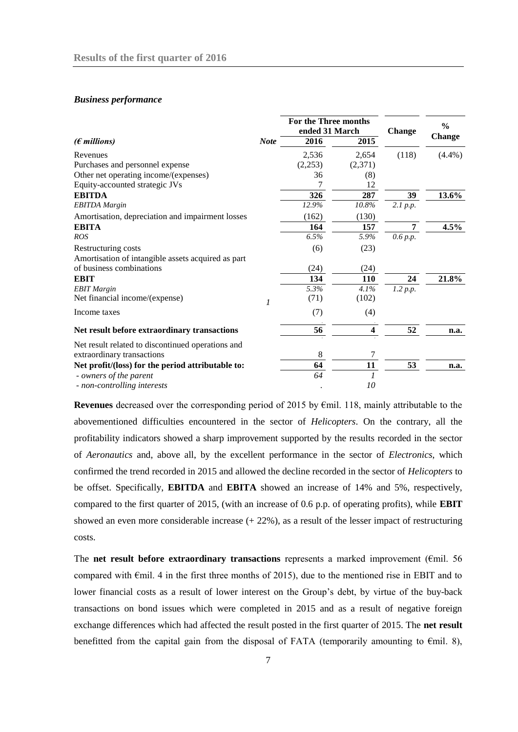### *Business performance*

| *(€ millions)* | *Note* | For the Three months ended 31 March 2016 | 2015 | Change | % Change |
|---|---|---|---|---|---|
| Revenues | | 2,536 | 2,654 | (118) | (4.4%) |
| Purchases and personnel expense | | (2,253) | (2,371) | | |
| Other net operating income/(expenses) | | 36 | (8) | | |
| Equity-accounted strategic JVs | | 7 | 12 | | |
| **EBITDA** | | **326** | **287** | **39** | **13.6%** |
| *EBITDA Margin* | | *12.9%* | *10.8%* | *2.1 p.p.* | |
| Amortisation, depreciation and impairment losses | | (162) | (130) | | |
| **EBITA** | | **164** | **157** | **7** | **4.5%** |
| *ROS* | | *6.5%* | *5.9%* | *0.6 p.p.* | |
| Restructuring costs | | (6) | (23) | | |
| Amortisation of intangible assets acquired as part of business combinations | | (24) | (24) | | |
| **EBIT** | | **134** | **110** | **24** | **21.8%** |
| *EBIT Margin* | | *5.3%* | *4.1%* | *1.2 p.p.* | |
| Net financial income/(expense) | 1 | (71) | (102) | | |
| Income taxes | | (7) | (4) | | |
| **Net result before extraordinary transactions** | | **56** | **4** | **52** | **n.a.** |
| Net result related to discontinued operations and extraordinary transactions | | 8 | 7 | | |
| **Net profit/(loss) for the period attributable to:** | | **64** | **11** | **53** | **n.a.** |
| *- owners of the parent* | | *64* | *1* | | |
| *- non-controlling interests* | | . | *10* | | |

**Revenues** decreased over the corresponding period of 2015 by €mil. 118, mainly attributable to the abovementioned difficulties encountered in the sector of *Helicopters*. On the contrary, all the profitability indicators showed a sharp improvement supported by the results recorded in the sector of *Aeronautics* and, above all, by the excellent performance in the sector of *Electronics*, which confirmed the trend recorded in 2015 and allowed the decline recorded in the sector of *Helicopters* to be offset. Specifically, **EBITDA** and **EBITA** showed an increase of 14% and 5%, respectively, compared to the first quarter of 2015, (with an increase of 0.6 p.p. of operating profits), while **EBIT** showed an even more considerable increase (+ 22%), as a result of the lesser impact of restructuring costs.

The **net result before extraordinary transactions** represents a marked improvement (€mil. 56 compared with €mil. 4 in the first three months of 2015), due to the mentioned rise in EBIT and to lower financial costs as a result of lower interest on the Group's debt, by virtue of the buy-back transactions on bond issues which were completed in 2015 and as a result of negative foreign exchange differences which had affected the result posted in the first quarter of 2015. The **net result** benefitted from the capital gain from the disposal of FATA (temporarily amounting to €mil. 8),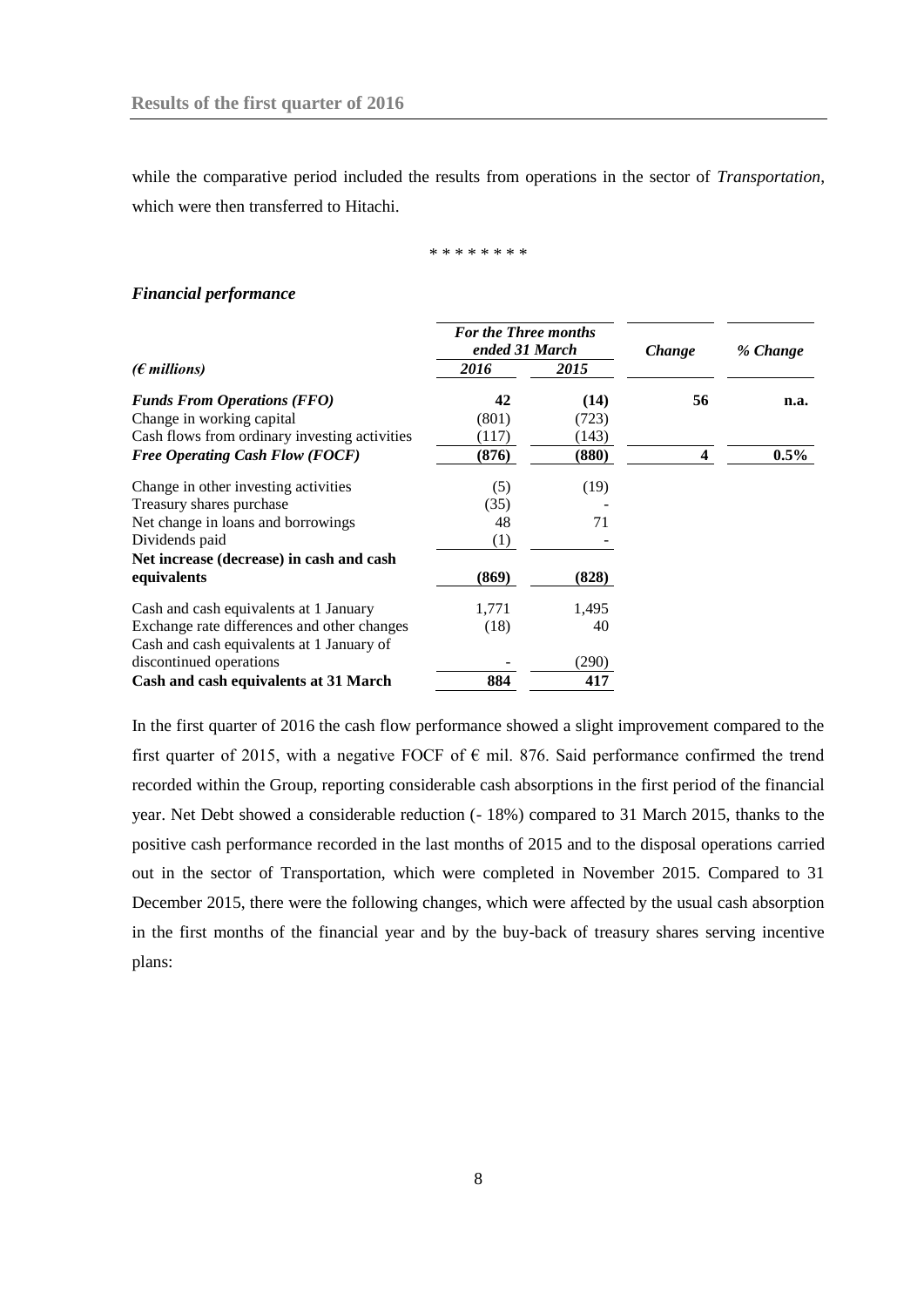while the comparative period included the results from operations in the sector of *Transportation*, which were then transferred to Hitachi.

\* \* \* \* \* \* \* \*

### *Financial performance*

| *(€ millions)* | *For the Three months ended 31 March* 2016 | 2015 | *Change* | *% Change* |
|---|---|---|---|---|
| ***Funds From Operations (FFO)*** | **42** | **(14)** | **56** | **n.a.** |
| Change in working capital | (801) | (723) | | |
| Cash flows from ordinary investing activities | (117) | (143) | | |
| ***Free Operating Cash Flow (FOCF)*** | **(876)** | **(880)** | **4** | **0.5%** |
| Change in other investing activities | (5) | (19) | | |
| Treasury shares purchase | (35) | - | | |
| Net change in loans and borrowings | 48 | 71 | | |
| Dividends paid | (1) | - | | |
| **Net increase (decrease) in cash and cash equivalents** | **(869)** | **(828)** | | |
| Cash and cash equivalents at 1 January | 1,771 | 1,495 | | |
| Exchange rate differences and other changes | (18) | 40 | | |
| Cash and cash equivalents at 1 January of discontinued operations | - | (290) | | |
| **Cash and cash equivalents at 31 March** | **884** | **417** | | |

In the first quarter of 2016 the cash flow performance showed a slight improvement compared to the first quarter of 2015, with a negative FOCF of € mil. 876. Said performance confirmed the trend recorded within the Group, reporting considerable cash absorptions in the first period of the financial year. Net Debt showed a considerable reduction (- 18%) compared to 31 March 2015, thanks to the positive cash performance recorded in the last months of 2015 and to the disposal operations carried out in the sector of Transportation, which were completed in November 2015. Compared to 31 December 2015, there were the following changes, which were affected by the usual cash absorption in the first months of the financial year and by the buy-back of treasury shares serving incentive plans: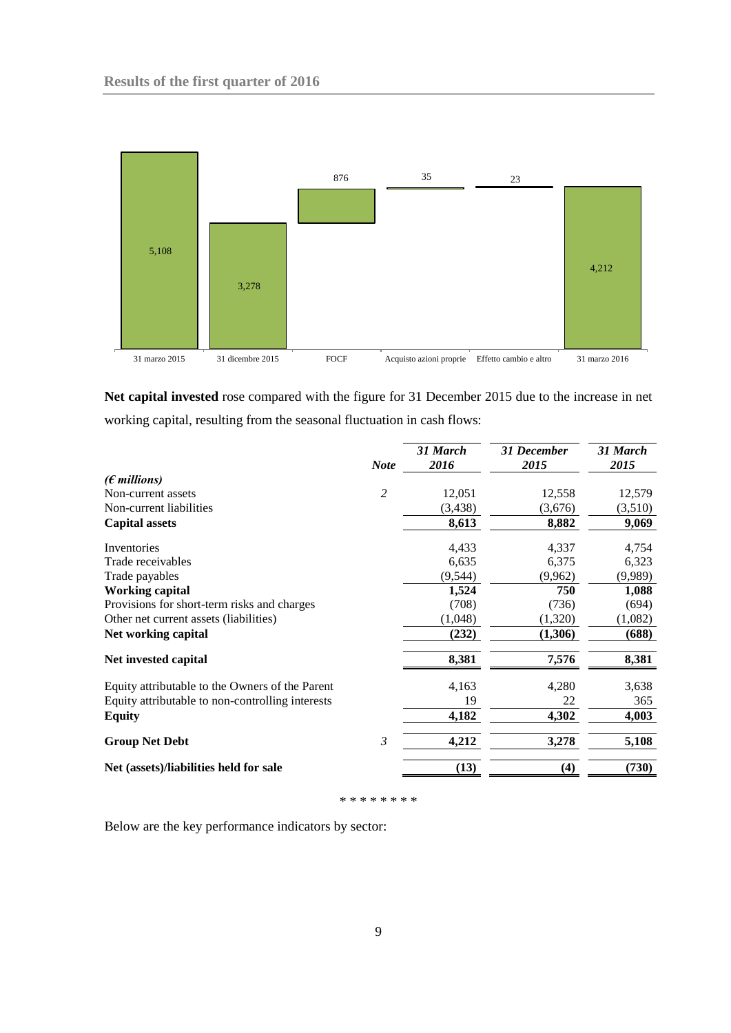| 31 marzo 2015 | 31 dicembre 2015 | FOCF | Acquisto azioni proprie | Effetto cambio e altro | 31 marzo 2016 |
|---|---|---|---|---|---|
| 5,108 | 3,278 | 876 | 35 | 23 | 4,212 |

**Net capital invested** rose compared with the figure for 31 December 2015 due to the increase in net working capital, resulting from the seasonal fluctuation in cash flows:

| *(€ millions)* | *Note* | *31 March 2016* | *31 December 2015* | *31 March 2015* |
|---|---|---|---|---|
| Non-current assets | *2* | 12,051 | 12,558 | 12,579 |
| Non-current liabilities | | (3,438) | (3,676) | (3,510) |
| **Capital assets** | | **8,613** | **8,882** | **9,069** |
| Inventories | | 4,433 | 4,337 | 4,754 |
| Trade receivables | | 6,635 | 6,375 | 6,323 |
| Trade payables | | (9,544) | (9,962) | (9,989) |
| **Working capital** | | **1,524** | **750** | **1,088** |
| Provisions for short-term risks and charges | | (708) | (736) | (694) |
| Other net current assets (liabilities) | | (1,048) | (1,320) | (1,082) |
| **Net working capital** | | **(232)** | **(1,306)** | **(688)** |
| **Net invested capital** | | **8,381** | **7,576** | **8,381** |
| Equity attributable to the Owners of the Parent | | 4,163 | 4,280 | 3,638 |
| Equity attributable to non-controlling interests | | 19 | 22 | 365 |
| **Equity** | | **4,182** | **4,302** | **4,003** |
| **Group Net Debt** | *3* | **4,212** | **3,278** | **5,108** |
| **Net (assets)/liabilities held for sale** | | **(13)** | **(4)** | **(730)** |

\* \* \* \* \* \* \* \*

Below are the key performance indicators by sector: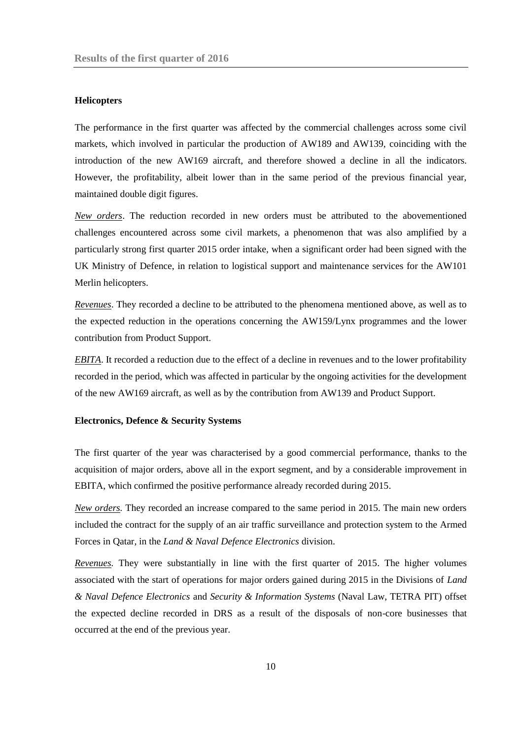### Helicopters

The performance in the first quarter was affected by the commercial challenges across some civil markets, which involved in particular the production of AW189 and AW139, coinciding with the introduction of the new AW169 aircraft, and therefore showed a decline in all the indicators. However, the profitability, albeit lower than in the same period of the previous financial year, maintained double digit figures.

*New orders*. The reduction recorded in new orders must be attributed to the abovementioned challenges encountered across some civil markets, a phenomenon that was also amplified by a particularly strong first quarter 2015 order intake, when a significant order had been signed with the UK Ministry of Defence, in relation to logistical support and maintenance services for the AW101 Merlin helicopters.

*Revenues*. They recorded a decline to be attributed to the phenomena mentioned above, as well as to the expected reduction in the operations concerning the AW159/Lynx programmes and the lower contribution from Product Support.

*EBITA*. It recorded a reduction due to the effect of a decline in revenues and to the lower profitability recorded in the period, which was affected in particular by the ongoing activities for the development of the new AW169 aircraft, as well as by the contribution from AW139 and Product Support.

### Electronics, Defence & Security Systems

The first quarter of the year was characterised by a good commercial performance, thanks to the acquisition of major orders, above all in the export segment, and by a considerable improvement in EBITA, which confirmed the positive performance already recorded during 2015.

*New orders.* They recorded an increase compared to the same period in 2015. The main new orders included the contract for the supply of an air traffic surveillance and protection system to the Armed Forces in Qatar, in the *Land & Naval Defence Electronics* division.

*Revenues.* They were substantially in line with the first quarter of 2015. The higher volumes associated with the start of operations for major orders gained during 2015 in the Divisions of *Land & Naval Defence Electronics* and *Security & Information Systems* (Naval Law, TETRA PIT) offset the expected decline recorded in DRS as a result of the disposals of non-core businesses that occurred at the end of the previous year.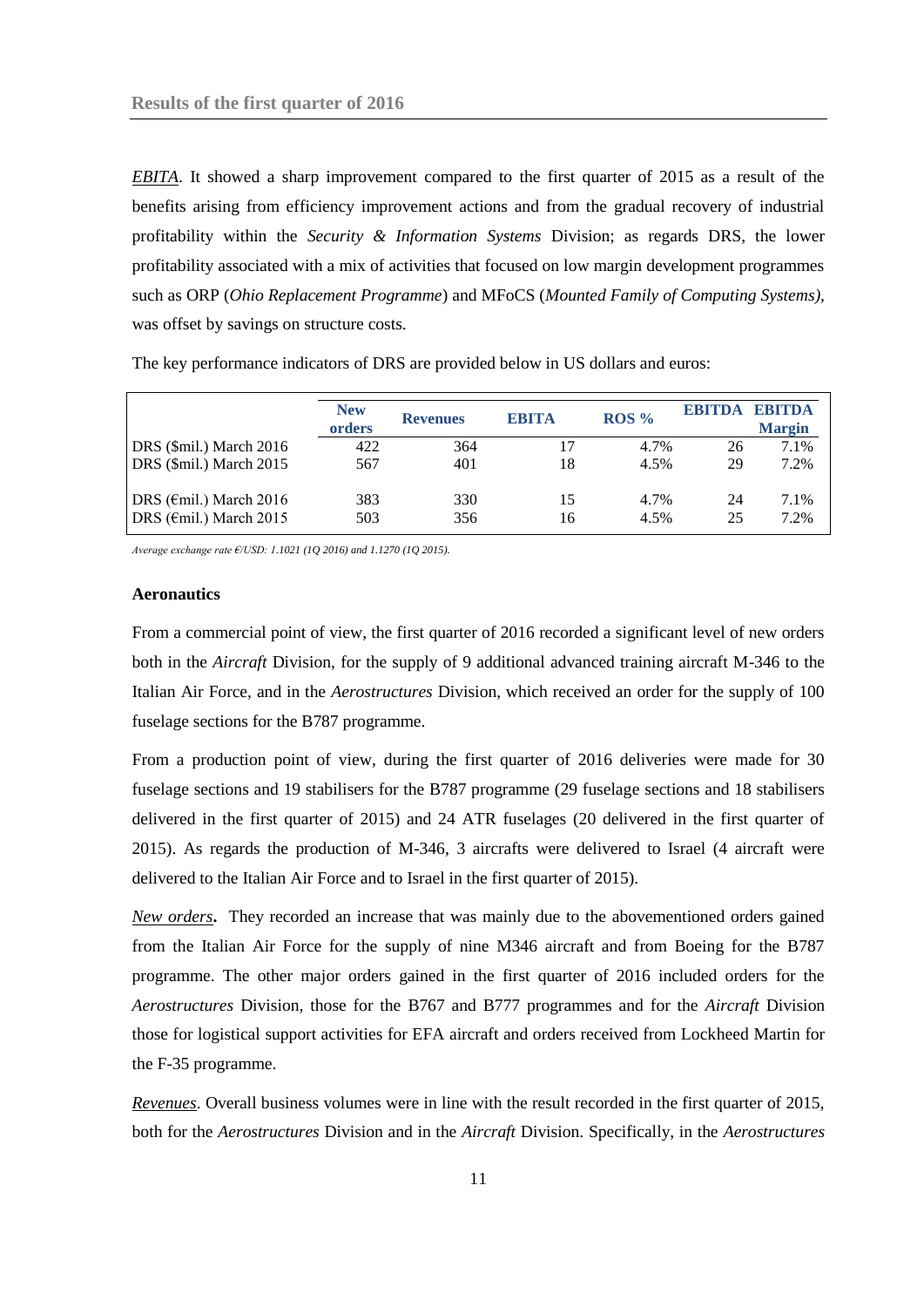*EBITA*. It showed a sharp improvement compared to the first quarter of 2015 as a result of the benefits arising from efficiency improvement actions and from the gradual recovery of industrial profitability within the *Security & Information Systems* Division; as regards DRS, the lower profitability associated with a mix of activities that focused on low margin development programmes such as ORP (*Ohio Replacement Programme*) and MFoCS (*Mounted Family of Computing Systems),* was offset by savings on structure costs.

The key performance indicators of DRS are provided below in US dollars and euros:

| | New orders | Revenues | EBITA | ROS % | EBITDA | EBITDA Margin |
|---|---|---|---|---|---|---|
| DRS ($mil.) March 2016 | 422 | 364 | 17 | 4.7% | 26 | 7.1% |
| DRS ($mil.) March 2015 | 567 | 401 | 18 | 4.5% | 29 | 7.2% |
| DRS (€mil.) March 2016 | 383 | 330 | 15 | 4.7% | 24 | 7.1% |
| DRS (€mil.) March 2015 | 503 | 356 | 16 | 4.5% | 25 | 7.2% |

*Average exchange rate €/USD: 1.1021 (1Q 2016) and 1.1270 (1Q 2015).*

### Aeronautics

From a commercial point of view, the first quarter of 2016 recorded a significant level of new orders both in the *Aircraft* Division, for the supply of 9 additional advanced training aircraft M-346 to the Italian Air Force, and in the *Aerostructures* Division, which received an order for the supply of 100 fuselage sections for the B787 programme.

From a production point of view, during the first quarter of 2016 deliveries were made for 30 fuselage sections and 19 stabilisers for the B787 programme (29 fuselage sections and 18 stabilisers delivered in the first quarter of 2015) and 24 ATR fuselages (20 delivered in the first quarter of 2015). As regards the production of M-346, 3 aircrafts were delivered to Israel (4 aircraft were delivered to the Italian Air Force and to Israel in the first quarter of 2015).

***New orders*.** They recorded an increase that was mainly due to the abovementioned orders gained from the Italian Air Force for the supply of nine M346 aircraft and from Boeing for the B787 programme. The other major orders gained in the first quarter of 2016 included orders for the *Aerostructures* Division, those for the B767 and B777 programmes and for the *Aircraft* Division those for logistical support activities for EFA aircraft and orders received from Lockheed Martin for the F-35 programme.

*Revenues*. Overall business volumes were in line with the result recorded in the first quarter of 2015, both for the *Aerostructures* Division and in the *Aircraft* Division. Specifically, in the *Aerostructures*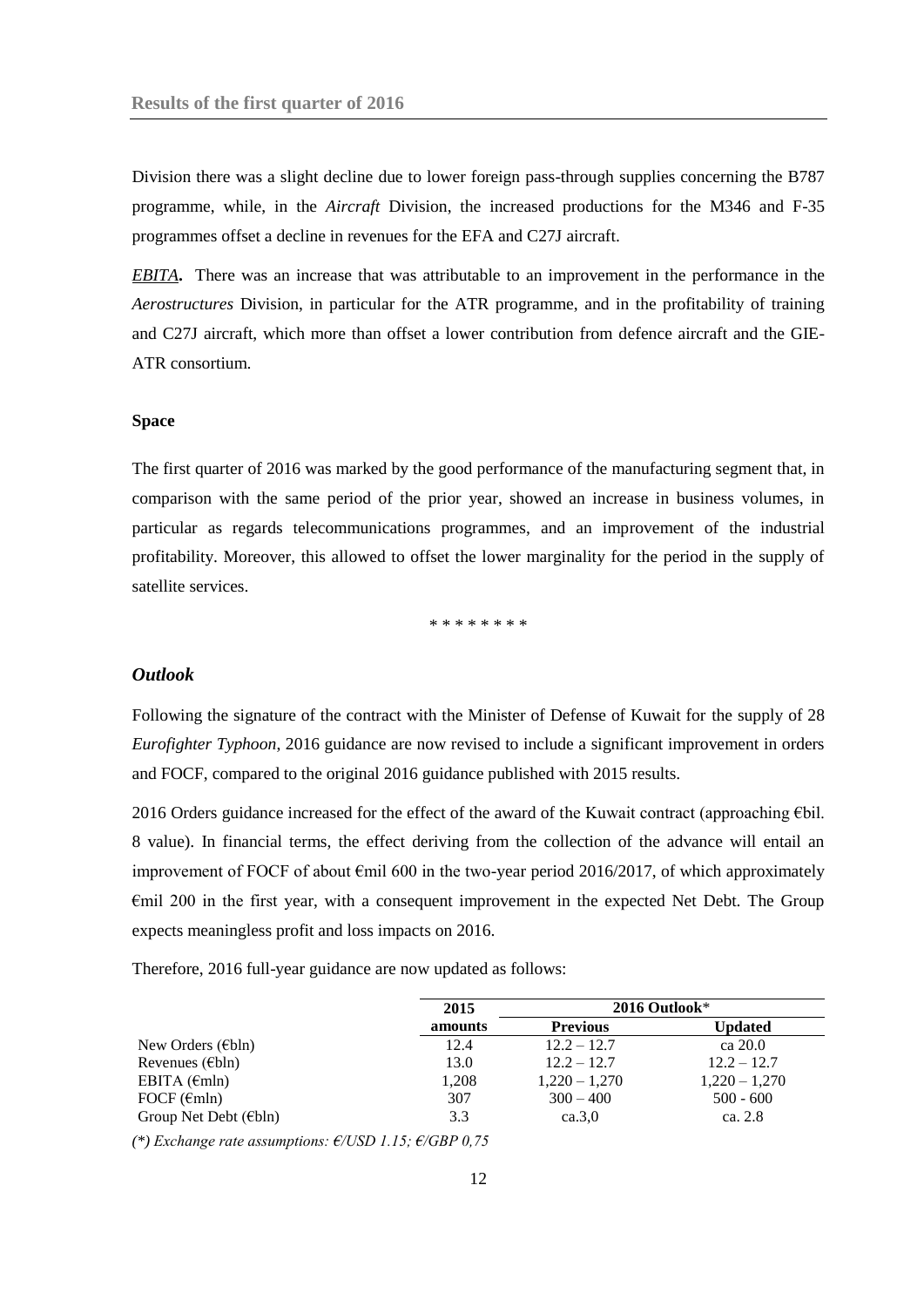Division there was a slight decline due to lower foreign pass-through supplies concerning the B787 programme, while, in the *Aircraft* Division, the increased productions for the M346 and F-35 programmes offset a decline in revenues for the EFA and C27J aircraft.

***EBITA*.** There was an increase that was attributable to an improvement in the performance in the *Aerostructures* Division, in particular for the ATR programme, and in the profitability of training and C27J aircraft, which more than offset a lower contribution from defence aircraft and the GIE-ATR consortium.

**Space**

The first quarter of 2016 was marked by the good performance of the manufacturing segment that, in comparison with the same period of the prior year, showed an increase in business volumes, in particular as regards telecommunications programmes, and an improvement of the industrial profitability. Moreover, this allowed to offset the lower marginality for the period in the supply of satellite services.

\* \* \* \* \* \* \* \*

## *Outlook*

Following the signature of the contract with the Minister of Defense of Kuwait for the supply of 28 *Eurofighter Typhoon*, 2016 guidance are now revised to include a significant improvement in orders and FOCF, compared to the original 2016 guidance published with 2015 results.

2016 Orders guidance increased for the effect of the award of the Kuwait contract (approaching €bil. 8 value). In financial terms, the effect deriving from the collection of the advance will entail an improvement of FOCF of about €mil 600 in the two-year period 2016/2017, of which approximately €mil 200 in the first year, with a consequent improvement in the expected Net Debt. The Group expects meaningless profit and loss impacts on 2016.

Therefore, 2016 full-year guidance are now updated as follows:

| | 2015 amounts | 2016 Outlook* | |
|---|---|---|---|
| | | **Previous** | **Updated** |
| New Orders (€bln) | 12.4 | 12.2 – 12.7 | ca 20.0 |
| Revenues (€bln) | 13.0 | 12.2 – 12.7 | 12.2 – 12.7 |
| EBITA (€mln) | 1,208 | 1,220 – 1,270 | 1,220 – 1,270 |
| FOCF (€mln) | 307 | 300 – 400 | 500 - 600 |
| Group Net Debt (€bln) | 3.3 | ca.3,0 | ca. 2.8 |

*(\*) Exchange rate assumptions: €/USD 1.15; €/GBP 0,75*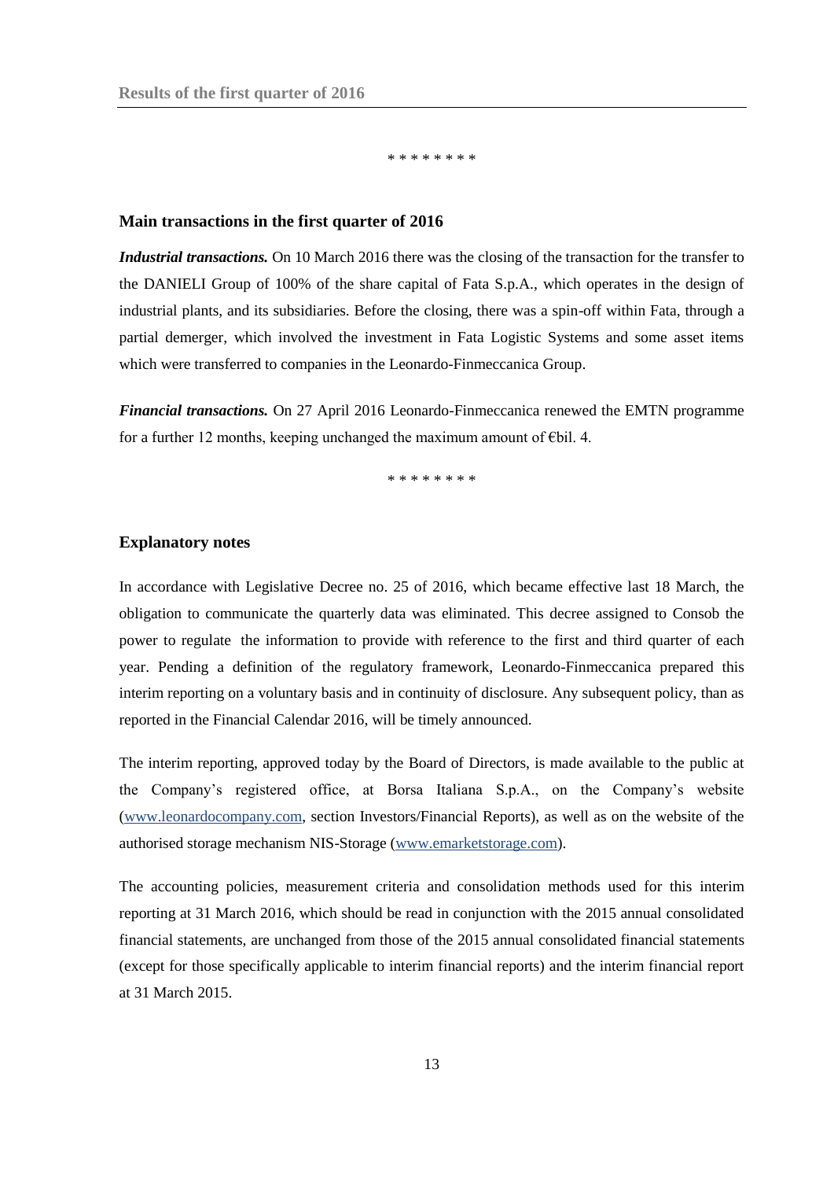\* \* \* \* \* \* \* \*

## Main transactions in the first quarter of 2016

***Industrial transactions.*** On 10 March 2016 there was the closing of the transaction for the transfer to the DANIELI Group of 100% of the share capital of Fata S.p.A., which operates in the design of industrial plants, and its subsidiaries. Before the closing, there was a spin-off within Fata, through a partial demerger, which involved the investment in Fata Logistic Systems and some asset items which were transferred to companies in the Leonardo-Finmeccanica Group.

***Financial transactions.*** On 27 April 2016 Leonardo-Finmeccanica renewed the EMTN programme for a further 12 months, keeping unchanged the maximum amount of €bil. 4.

\* \* \* \* \* \* \* \*

## Explanatory notes

In accordance with Legislative Decree no. 25 of 2016, which became effective last 18 March, the obligation to communicate the quarterly data was eliminated. This decree assigned to Consob the power to regulate the information to provide with reference to the first and third quarter of each year. Pending a definition of the regulatory framework, Leonardo-Finmeccanica prepared this interim reporting on a voluntary basis and in continuity of disclosure. Any subsequent policy, than as reported in the Financial Calendar 2016, will be timely announced.

The interim reporting, approved today by the Board of Directors, is made available to the public at the Company's registered office, at Borsa Italiana S.p.A., on the Company's website (www.leonardocompany.com, section Investors/Financial Reports), as well as on the website of the authorised storage mechanism NIS-Storage (www.emarketstorage.com).

The accounting policies, measurement criteria and consolidation methods used for this interim reporting at 31 March 2016, which should be read in conjunction with the 2015 annual consolidated financial statements, are unchanged from those of the 2015 annual consolidated financial statements (except for those specifically applicable to interim financial reports) and the interim financial report at 31 March 2015.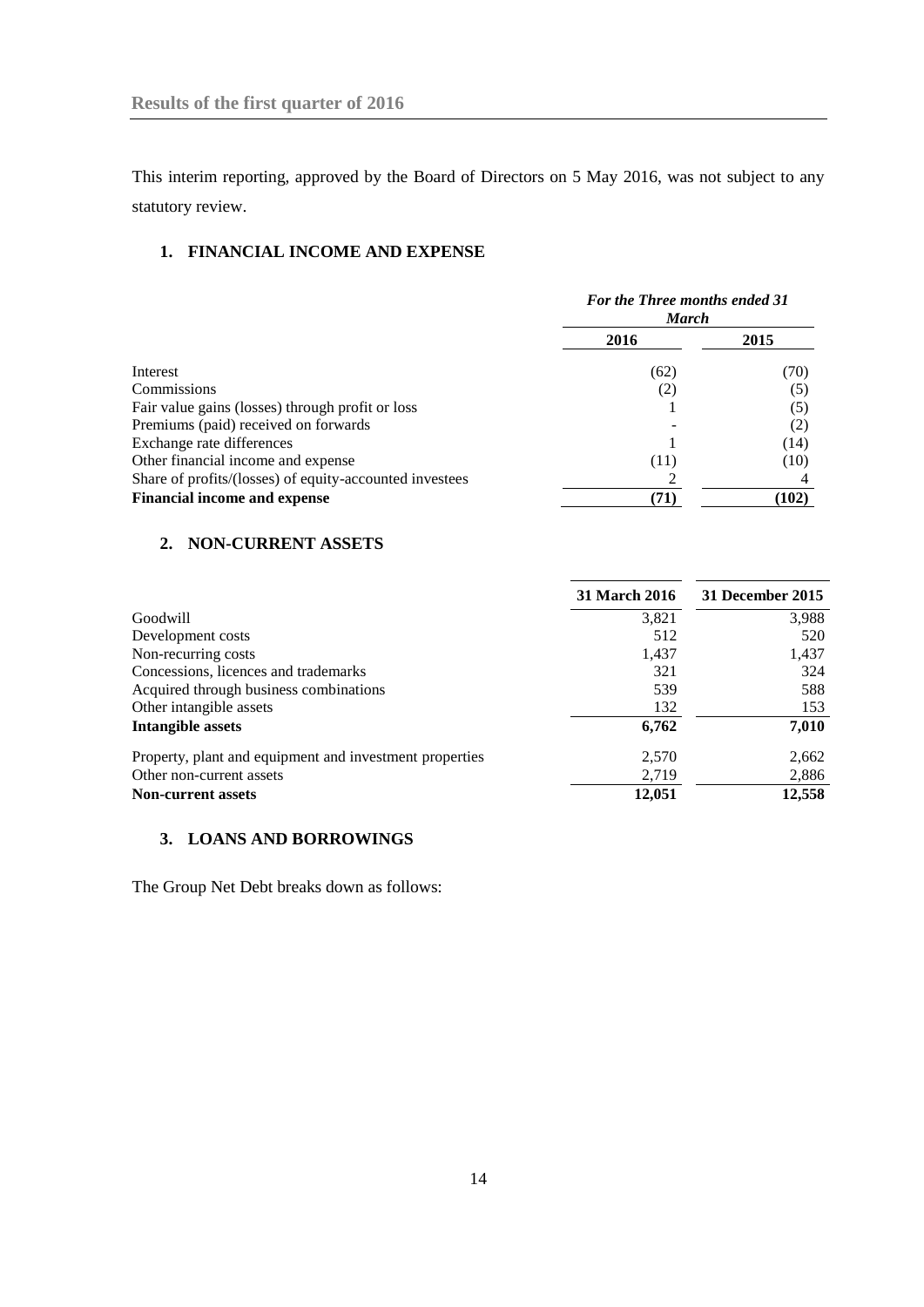## Results of the first quarter of 2016

This interim reporting, approved by the Board of Directors on 5 May 2016, was not subject to any statutory review.

### 1. FINANCIAL INCOME AND EXPENSE

| | *For the Three months ended 31 March* | |
|---|---|---|
| | **2016** | **2015** |
| Interest | (62) | (70) |
| Commissions | (2) | (5) |
| Fair value gains (losses) through profit or loss | 1 | (5) |
| Premiums (paid) received on forwards | - | (2) |
| Exchange rate differences | 1 | (14) |
| Other financial income and expense | (11) | (10) |
| Share of profits/(losses) of equity-accounted investees | 2 | 4 |
| **Financial income and expense** | **(71)** | **(102)** |

### 2. NON-CURRENT ASSETS

| | **31 March 2016** | **31 December 2015** |
|---|---|---|
| Goodwill | 3,821 | 3,988 |
| Development costs | 512 | 520 |
| Non-recurring costs | 1,437 | 1,437 |
| Concessions, licences and trademarks | 321 | 324 |
| Acquired through business combinations | 539 | 588 |
| Other intangible assets | 132 | 153 |
| **Intangible assets** | **6,762** | **7,010** |
| Property, plant and equipment and investment properties | 2,570 | 2,662 |
| Other non-current assets | 2,719 | 2,886 |
| **Non-current assets** | **12,051** | **12,558** |

### 3. LOANS AND BORROWINGS

The Group Net Debt breaks down as follows: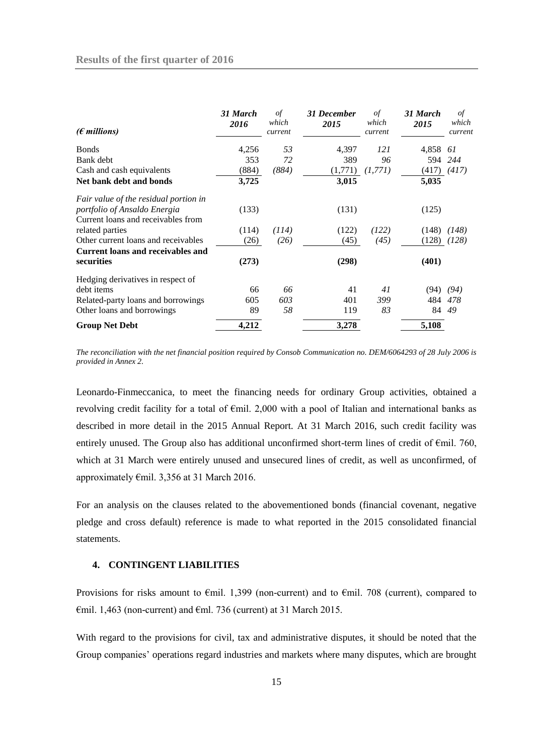| (€ millions) | 31 March 2016 | of which current | 31 December 2015 | of which current | 31 March 2015 | of which current |
|---|---|---|---|---|---|---|
| Bonds | 4,256 | 53 | 4,397 | 121 | 4,858 | 61 |
| Bank debt | 353 | 72 | 389 | 96 | 594 | 244 |
| Cash and cash equivalents | (884) | (884) | (1,771) | (1,771) | (417) | (417) |
| **Net bank debt and bonds** | **3,725** | | **3,015** | | **5,035** | |
| *Fair value of the residual portion in portfolio of Ansaldo Energia* | (133) | | (131) | | (125) | |
| Current loans and receivables from related parties | (114) | (114) | (122) | (122) | (148) | (148) |
| Other current loans and receivables | (26) | (26) | (45) | (45) | (128) | (128) |
| **Current loans and receivables and securities** | **(273)** | | **(298)** | | **(401)** | |
| Hedging derivatives in respect of debt items | 66 | 66 | 41 | 41 | (94) | (94) |
| Related-party loans and borrowings | 605 | 603 | 401 | 399 | 484 | 478 |
| Other loans and borrowings | 89 | 58 | 119 | 83 | 84 | 49 |
| **Group Net Debt** | **4,212** | | **3,278** | | **5,108** | |

*The reconciliation with the net financial position required by Consob Communication no. DEM/6064293 of 28 July 2006 is provided in Annex 2.*

Leonardo-Finmeccanica, to meet the financing needs for ordinary Group activities, obtained a revolving credit facility for a total of €mil. 2,000 with a pool of Italian and international banks as described in more detail in the 2015 Annual Report. At 31 March 2016, such credit facility was entirely unused. The Group also has additional unconfirmed short-term lines of credit of €mil. 760, which at 31 March were entirely unused and unsecured lines of credit, as well as unconfirmed, of approximately €mil. 3,356 at 31 March 2016.

For an analysis on the clauses related to the abovementioned bonds (financial covenant, negative pledge and cross default) reference is made to what reported in the 2015 consolidated financial statements.

## 4. CONTINGENT LIABILITIES

Provisions for risks amount to €mil. 1,399 (non-current) and to €mil. 708 (current), compared to €mil. 1,463 (non-current) and €ml. 736 (current) at 31 March 2015.

With regard to the provisions for civil, tax and administrative disputes, it should be noted that the Group companies' operations regard industries and markets where many disputes, which are brought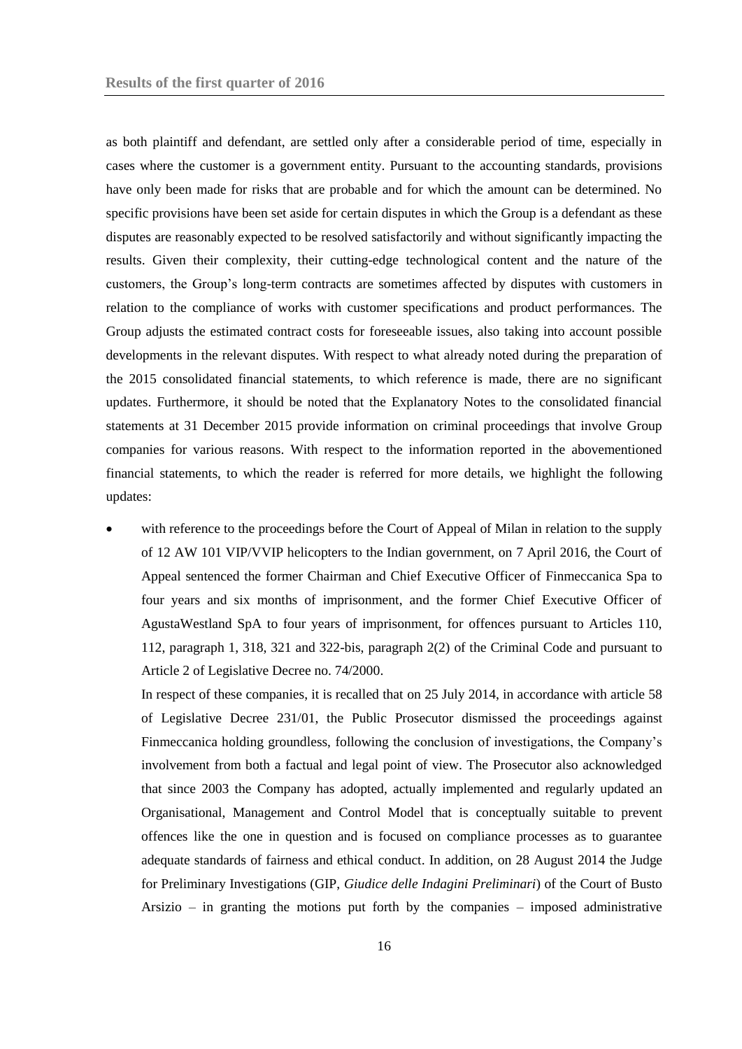as both plaintiff and defendant, are settled only after a considerable period of time, especially in cases where the customer is a government entity. Pursuant to the accounting standards, provisions have only been made for risks that are probable and for which the amount can be determined. No specific provisions have been set aside for certain disputes in which the Group is a defendant as these disputes are reasonably expected to be resolved satisfactorily and without significantly impacting the results. Given their complexity, their cutting-edge technological content and the nature of the customers, the Group's long-term contracts are sometimes affected by disputes with customers in relation to the compliance of works with customer specifications and product performances. The Group adjusts the estimated contract costs for foreseeable issues, also taking into account possible developments in the relevant disputes. With respect to what already noted during the preparation of the 2015 consolidated financial statements, to which reference is made, there are no significant updates. Furthermore, it should be noted that the Explanatory Notes to the consolidated financial statements at 31 December 2015 provide information on criminal proceedings that involve Group companies for various reasons. With respect to the information reported in the abovementioned financial statements, to which the reader is referred for more details, we highlight the following updates:

- with reference to the proceedings before the Court of Appeal of Milan in relation to the supply of 12 AW 101 VIP/VVIP helicopters to the Indian government, on 7 April 2016, the Court of Appeal sentenced the former Chairman and Chief Executive Officer of Finmeccanica Spa to four years and six months of imprisonment, and the former Chief Executive Officer of AgustaWestland SpA to four years of imprisonment, for offences pursuant to Articles 110, 112, paragraph 1, 318, 321 and 322-bis, paragraph 2(2) of the Criminal Code and pursuant to Article 2 of Legislative Decree no. 74/2000.

  In respect of these companies, it is recalled that on 25 July 2014, in accordance with article 58 of Legislative Decree 231/01, the Public Prosecutor dismissed the proceedings against Finmeccanica holding groundless, following the conclusion of investigations, the Company's involvement from both a factual and legal point of view. The Prosecutor also acknowledged that since 2003 the Company has adopted, actually implemented and regularly updated an Organisational, Management and Control Model that is conceptually suitable to prevent offences like the one in question and is focused on compliance processes as to guarantee adequate standards of fairness and ethical conduct. In addition, on 28 August 2014 the Judge for Preliminary Investigations (GIP, *Giudice delle Indagini Preliminari*) of the Court of Busto Arsizio – in granting the motions put forth by the companies – imposed administrative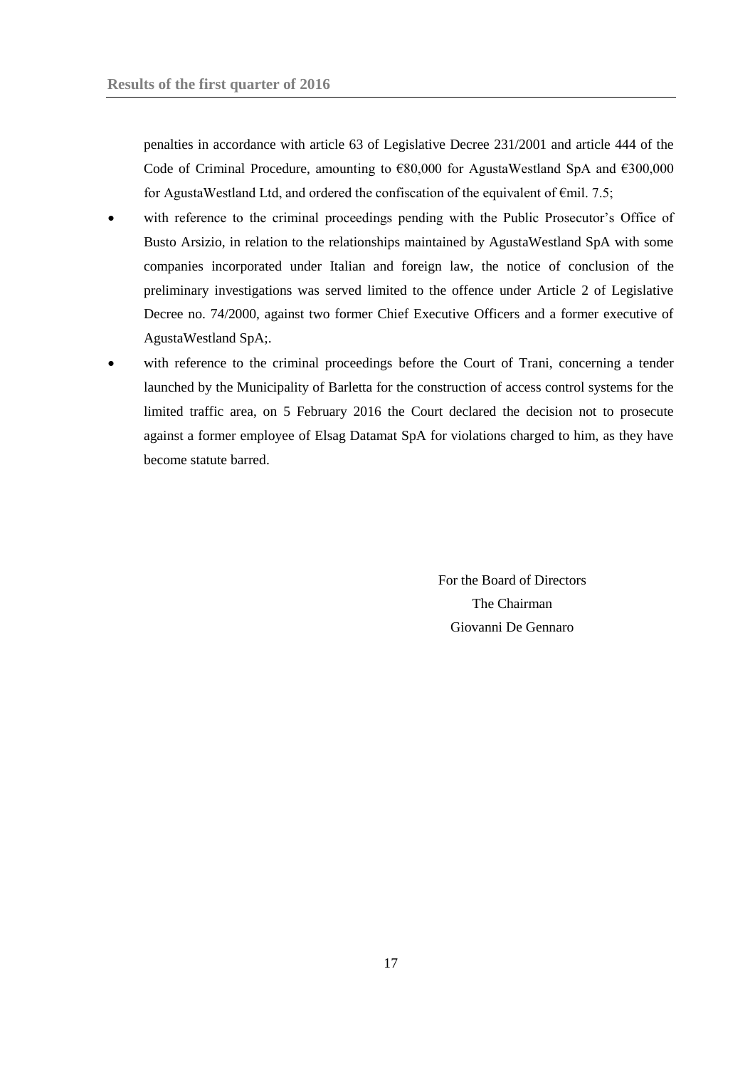penalties in accordance with article 63 of Legislative Decree 231/2001 and article 444 of the Code of Criminal Procedure, amounting to €80,000 for AgustaWestland SpA and €300,000 for AgustaWestland Ltd, and ordered the confiscation of the equivalent of €mil. 7.5;

- with reference to the criminal proceedings pending with the Public Prosecutor's Office of Busto Arsizio, in relation to the relationships maintained by AgustaWestland SpA with some companies incorporated under Italian and foreign law, the notice of conclusion of the preliminary investigations was served limited to the offence under Article 2 of Legislative Decree no. 74/2000, against two former Chief Executive Officers and a former executive of AgustaWestland SpA;.
- with reference to the criminal proceedings before the Court of Trani, concerning a tender launched by the Municipality of Barletta for the construction of access control systems for the limited traffic area, on 5 February 2016 the Court declared the decision not to prosecute against a former employee of Elsag Datamat SpA for violations charged to him, as they have become statute barred.

For the Board of Directors
The Chairman
Giovanni De Gennaro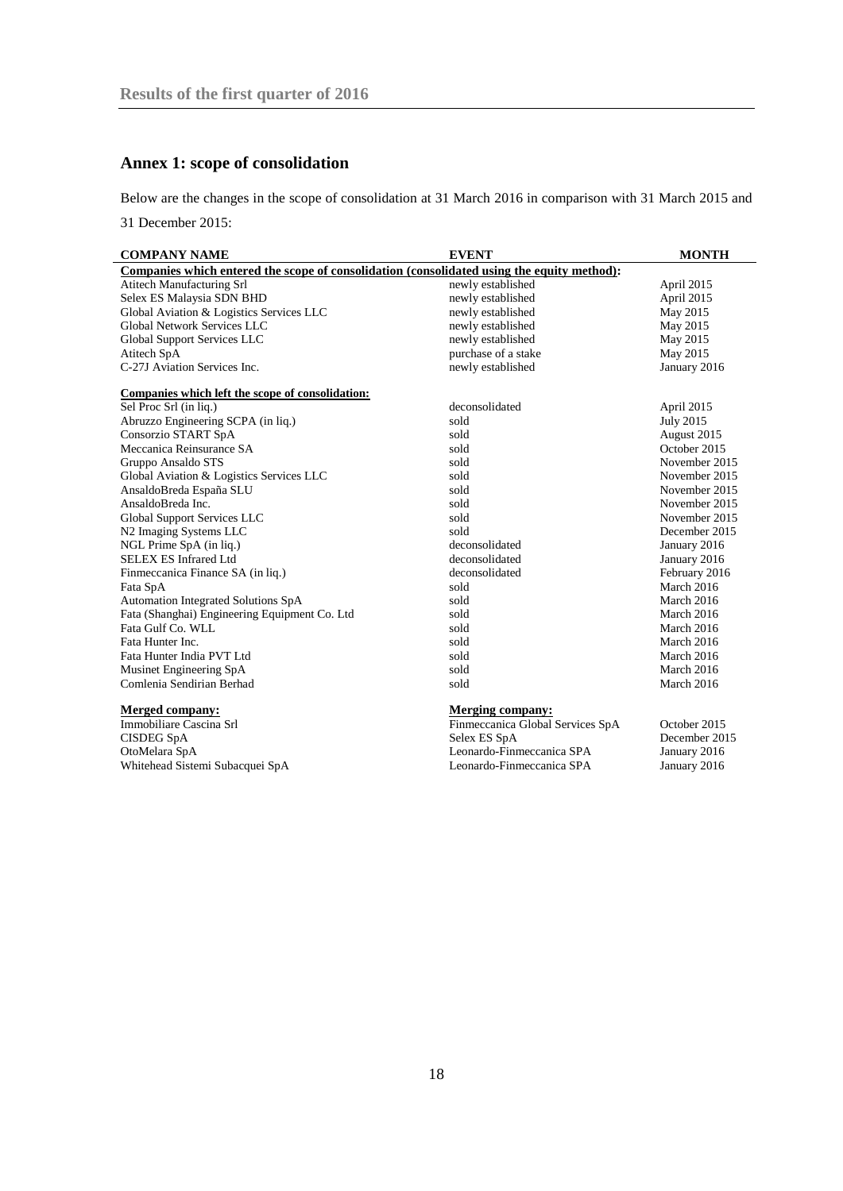## Annex 1: scope of consolidation

Below are the changes in the scope of consolidation at 31 March 2016 in comparison with 31 March 2015 and 31 December 2015:

| COMPANY NAME | EVENT | MONTH |
|---|---|---|
| **Companies which entered the scope of consolidation (consolidated using the equity method):** | | |
| Atitech Manufacturing Srl | newly established | April 2015 |
| Selex ES Malaysia SDN BHD | newly established | April 2015 |
| Global Aviation & Logistics Services LLC | newly established | May 2015 |
| Global Network Services LLC | newly established | May 2015 |
| Global Support Services LLC | newly established | May 2015 |
| Atitech SpA | purchase of a stake | May 2015 |
| C-27J Aviation Services Inc. | newly established | January 2016 |
| **Companies which left the scope of consolidation:** | | |
| Sel Proc Srl (in liq.) | deconsolidated | April 2015 |
| Abruzzo Engineering SCPA (in liq.) | sold | July 2015 |
| Consorzio START SpA | sold | August 2015 |
| Meccanica Reinsurance SA | sold | October 2015 |
| Gruppo Ansaldo STS | sold | November 2015 |
| Global Aviation & Logistics Services LLC | sold | November 2015 |
| AnsaldoBreda España SLU | sold | November 2015 |
| AnsaldoBreda Inc. | sold | November 2015 |
| Global Support Services LLC | sold | November 2015 |
| N2 Imaging Systems LLC | sold | December 2015 |
| NGL Prime SpA (in liq.) | deconsolidated | January 2016 |
| SELEX ES Infrared Ltd | deconsolidated | January 2016 |
| Finmeccanica Finance SA (in liq.) | deconsolidated | February 2016 |
| Fata SpA | sold | March 2016 |
| Automation Integrated Solutions SpA | sold | March 2016 |
| Fata (Shanghai) Engineering Equipment Co. Ltd | sold | March 2016 |
| Fata Gulf Co. WLL | sold | March 2016 |
| Fata Hunter Inc. | sold | March 2016 |
| Fata Hunter India PVT Ltd | sold | March 2016 |
| Musinet Engineering SpA | sold | March 2016 |
| Comlenia Sendirian Berhad | sold | March 2016 |
| **Merged company:** | **Merging company:** | |
| Immobiliare Cascina Srl | Finmeccanica Global Services SpA | October 2015 |
| CISDEG SpA | Selex ES SpA | December 2015 |
| OtoMelara SpA | Leonardo-Finmeccanica SPA | January 2016 |
| Whitehead Sistemi Subacquei SpA | Leonardo-Finmeccanica SPA | January 2016 |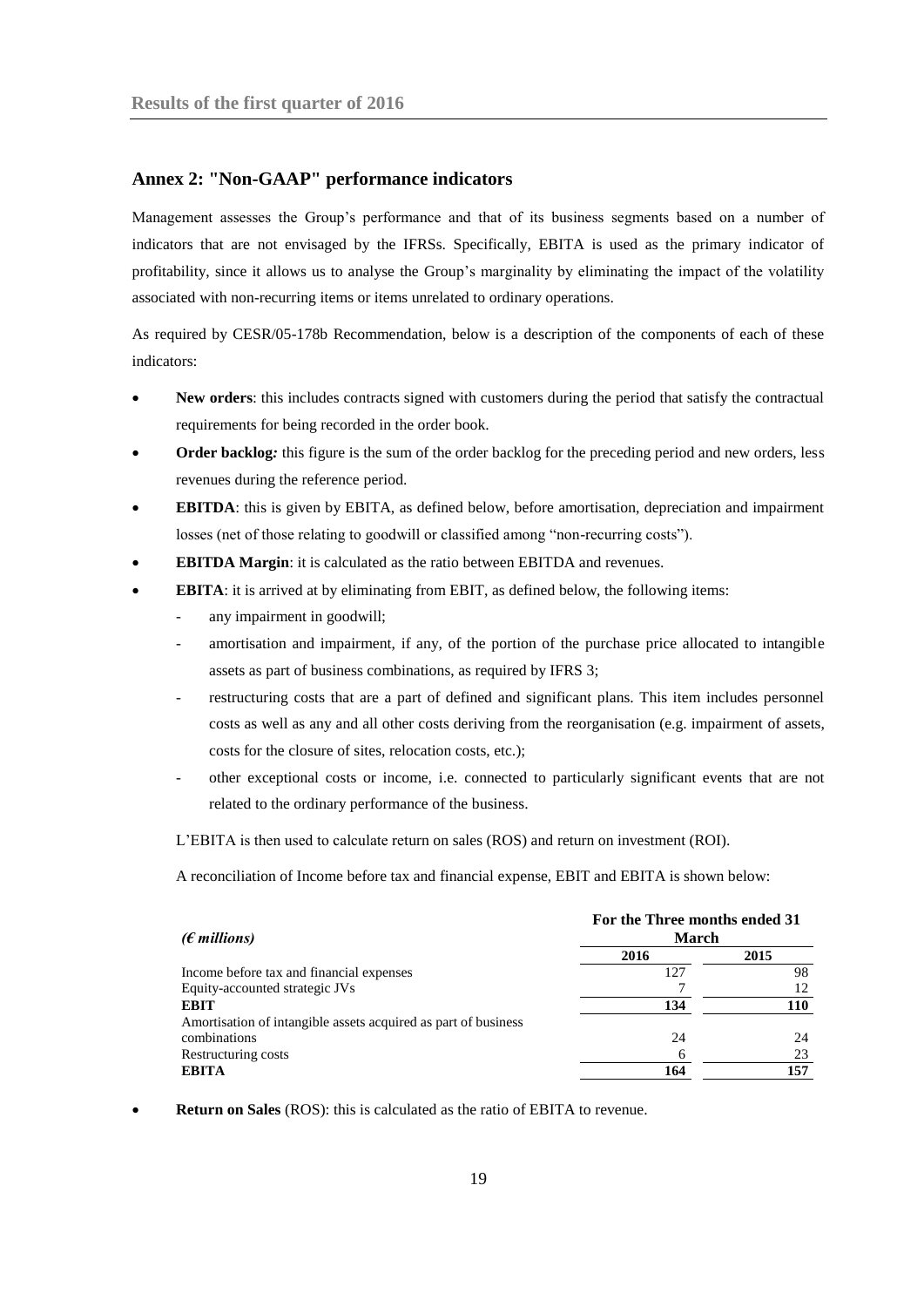## Annex 2: "Non-GAAP" performance indicators

Management assesses the Group's performance and that of its business segments based on a number of indicators that are not envisaged by the IFRSs. Specifically, EBITA is used as the primary indicator of profitability, since it allows us to analyse the Group's marginality by eliminating the impact of the volatility associated with non-recurring items or items unrelated to ordinary operations.

As required by CESR/05-178b Recommendation, below is a description of the components of each of these indicators:

- **New orders**: this includes contracts signed with customers during the period that satisfy the contractual requirements for being recorded in the order book.
- **Order backlog***:* this figure is the sum of the order backlog for the preceding period and new orders, less revenues during the reference period.
- **EBITDA**: this is given by EBITA, as defined below, before amortisation, depreciation and impairment losses (net of those relating to goodwill or classified among "non-recurring costs").
- **EBITDA Margin**: it is calculated as the ratio between EBITDA and revenues.
- **EBITA**: it is arrived at by eliminating from EBIT, as defined below, the following items:
  - any impairment in goodwill;
  - amortisation and impairment, if any, of the portion of the purchase price allocated to intangible assets as part of business combinations, as required by IFRS 3;
  - restructuring costs that are a part of defined and significant plans. This item includes personnel costs as well as any and all other costs deriving from the reorganisation (e.g. impairment of assets, costs for the closure of sites, relocation costs, etc.);
  - other exceptional costs or income, i.e. connected to particularly significant events that are not related to the ordinary performance of the business.

  L'EBITA is then used to calculate return on sales (ROS) and return on investment (ROI).

  A reconciliation of Income before tax and financial expense, EBIT and EBITA is shown below:

| *(€ millions)* | For the Three months ended 31 March | |
|---|---|---|
| | **2016** | **2015** |
| Income before tax and financial expenses | 127 | 98 |
| Equity-accounted strategic JVs | 7 | 12 |
| **EBIT** | **134** | **110** |
| Amortisation of intangible assets acquired as part of business combinations | 24 | 24 |
| Restructuring costs | 6 | 23 |
| **EBITA** | **164** | **157** |

- **Return on Sales** (ROS): this is calculated as the ratio of EBITA to revenue.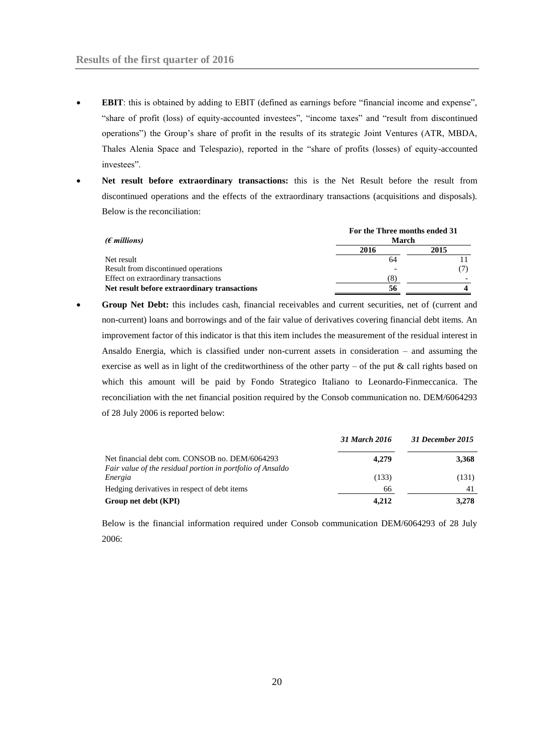- **EBIT**: this is obtained by adding to EBIT (defined as earnings before "financial income and expense", "share of profit (loss) of equity-accounted investees", "income taxes" and "result from discontinued operations") the Group's share of profit in the results of its strategic Joint Ventures (ATR, MBDA, Thales Alenia Space and Telespazio), reported in the "share of profits (losses) of equity-accounted investees".
- **Net result before extraordinary transactions:** this is the Net Result before the result from discontinued operations and the effects of the extraordinary transactions (acquisitions and disposals). Below is the reconciliation:

| *(€ millions)* | For the Three months ended 31 March | |
|---|---|---|
| | **2016** | **2015** |
| Net result | 64 | 11 |
| Result from discontinued operations | - | (7) |
| Effect on extraordinary transactions | (8) | - |
| **Net result before extraordinary transactions** | **56** | **4** |

- **Group Net Debt:** this includes cash, financial receivables and current securities, net of (current and non-current) loans and borrowings and of the fair value of derivatives covering financial debt items. An improvement factor of this indicator is that this item includes the measurement of the residual interest in Ansaldo Energia, which is classified under non-current assets in consideration – and assuming the exercise as well as in light of the creditworthiness of the other party – of the put & call rights based on which this amount will be paid by Fondo Strategico Italiano to Leonardo-Finmeccanica. The reconciliation with the net financial position required by the Consob communication no. DEM/6064293 of 28 July 2006 is reported below:

| | *31 March 2016* | *31 December 2015* |
|---|---|---|
| Net financial debt com. CONSOB no. DEM/6064293 | **4,279** | **3,368** |
| *Fair value of the residual portion in portfolio of Ansaldo Energia* | (133) | (131) |
| Hedging derivatives in respect of debt items | 66 | 41 |
| **Group net debt (KPI)** | **4,212** | **3,278** |

Below is the financial information required under Consob communication DEM/6064293 of 28 July 2006: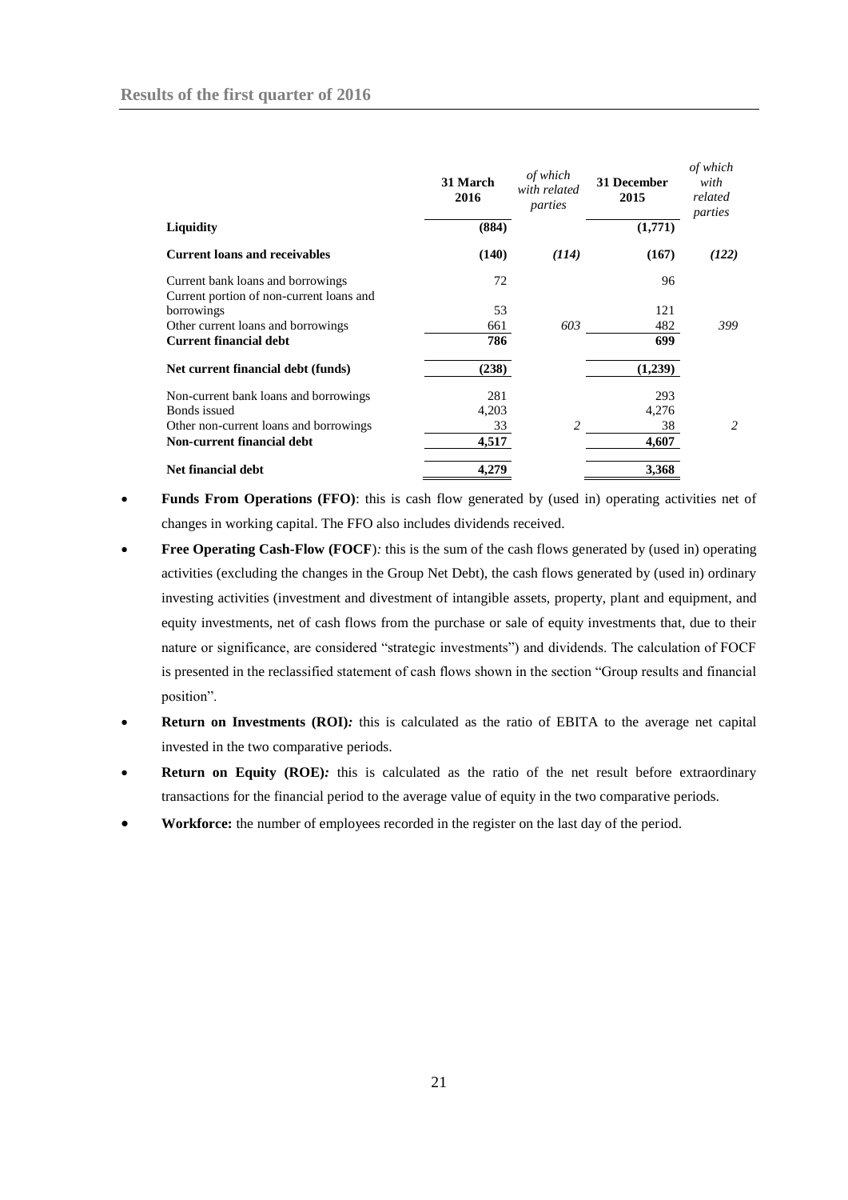| | 31 March 2016 | *of which with related parties* | 31 December 2015 | *of which with related parties* |
|---|---|---|---|---|
| **Liquidity** | **(884)** | | **(1,771)** | |
| **Current loans and receivables** | **(140)** | ***(114)*** | **(167)** | ***(122)*** |
| Current bank loans and borrowings | 72 | | 96 | |
| Current portion of non-current loans and borrowings | 53 | | 121 | |
| Other current loans and borrowings | 661 | *603* | 482 | *399* |
| **Current financial debt** | **786** | | **699** | |
| **Net current financial debt (funds)** | **(238)** | | **(1,239)** | |
| Non-current bank loans and borrowings | 281 | | 293 | |
| Bonds issued | 4,203 | | 4,276 | |
| Other non-current loans and borrowings | 33 | *2* | 38 | *2* |
| **Non-current financial debt** | **4,517** | | **4,607** | |
| **Net financial debt** | **4,279** | | **3,368** | |

- **Funds From Operations (FFO)**: this is cash flow generated by (used in) operating activities net of changes in working capital. The FFO also includes dividends received.
- **Free Operating Cash-Flow (FOCF**)*:* this is the sum of the cash flows generated by (used in) operating activities (excluding the changes in the Group Net Debt), the cash flows generated by (used in) ordinary investing activities (investment and divestment of intangible assets, property, plant and equipment, and equity investments, net of cash flows from the purchase or sale of equity investments that, due to their nature or significance, are considered "strategic investments") and dividends. The calculation of FOCF is presented in the reclassified statement of cash flows shown in the section "Group results and financial position".
- **Return on Investments (ROI)***:* this is calculated as the ratio of EBITA to the average net capital invested in the two comparative periods.
- **Return on Equity (ROE)***:* this is calculated as the ratio of the net result before extraordinary transactions for the financial period to the average value of equity in the two comparative periods.
- **Workforce:** the number of employees recorded in the register on the last day of the period.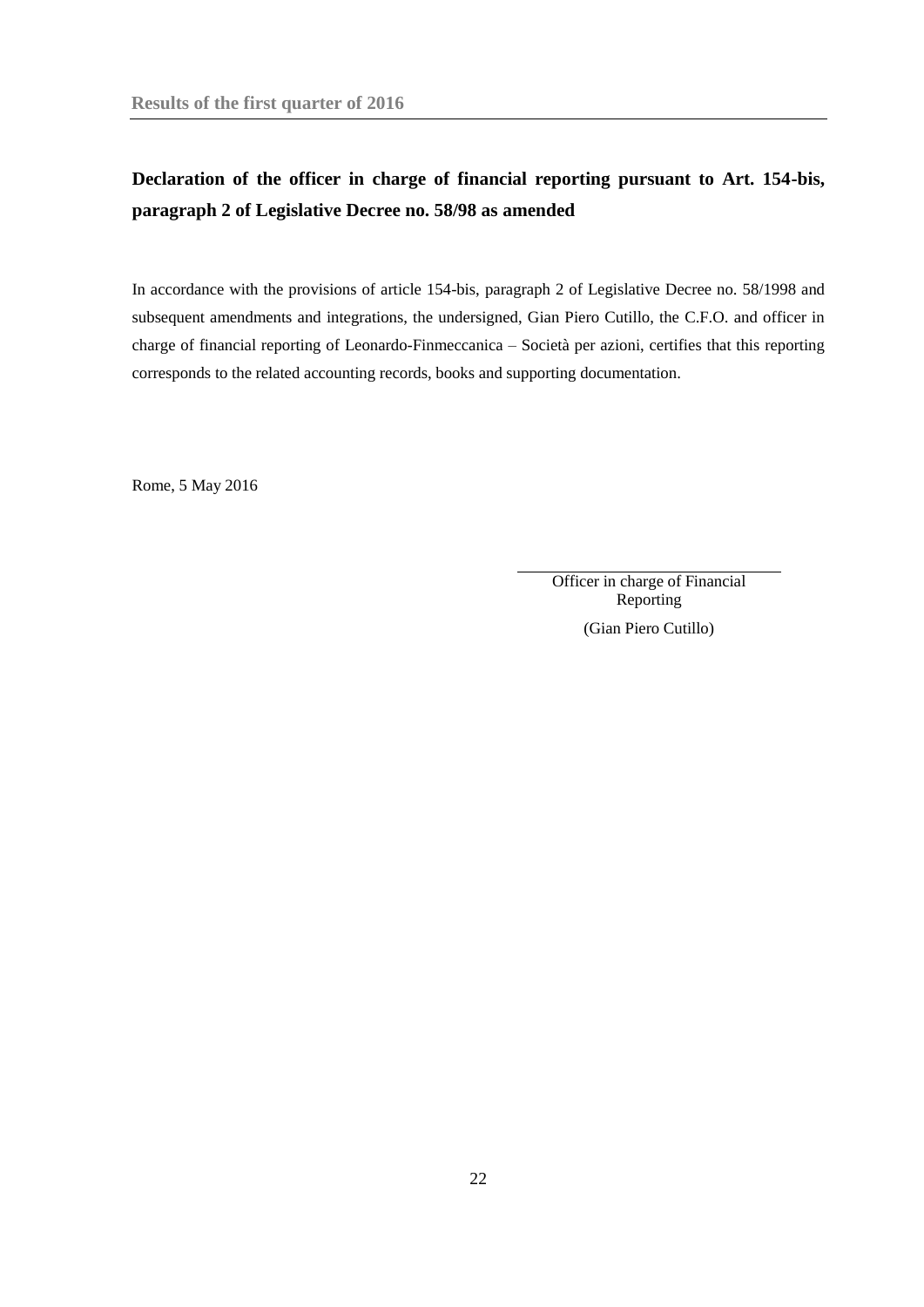## Declaration of the officer in charge of financial reporting pursuant to Art. 154-bis, paragraph 2 of Legislative Decree no. 58/98 as amended

In accordance with the provisions of article 154-bis, paragraph 2 of Legislative Decree no. 58/1998 and subsequent amendments and integrations, the undersigned, Gian Piero Cutillo, the C.F.O. and officer in charge of financial reporting of Leonardo-Finmeccanica – Società per azioni, certifies that this reporting corresponds to the related accounting records, books and supporting documentation.

Rome, 5 May 2016

Officer in charge of Financial Reporting

(Gian Piero Cutillo)